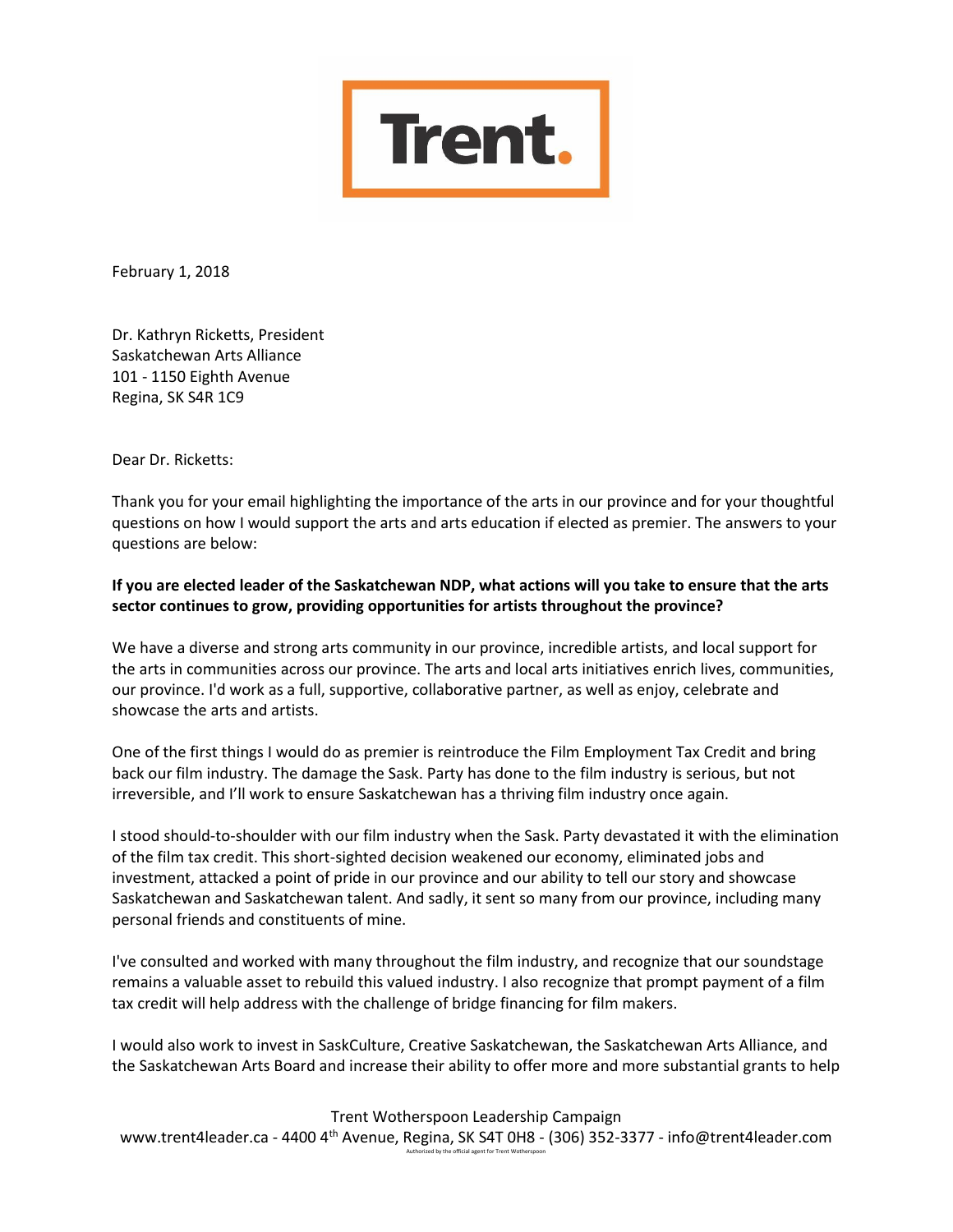Trent.

February 1, 2018

Dr. Kathryn Ricketts, President  
Saskatchewan Arts Alliance  
101 - 1150 Eighth Avenue  
Regina, SK S4R 1C9

Dear Dr. Ricketts:

Thank you for your email highlighting the importance of the arts in our province and for your thoughtful questions on how I would support the arts and arts education if elected as premier. The answers to your questions are below:

**If you are elected leader of the Saskatchewan NDP, what actions will you take to ensure that the arts sector continues to grow, providing opportunities for artists throughout the province?**

We have a diverse and strong arts community in our province, incredible artists, and local support for the arts in communities across our province. The arts and local arts initiatives enrich lives, communities, our province. I'd work as a full, supportive, collaborative partner, as well as enjoy, celebrate and showcase the arts and artists.

One of the first things I would do as premier is reintroduce the Film Employment Tax Credit and bring back our film industry. The damage the Sask. Party has done to the film industry is serious, but not irreversible, and I'll work to ensure Saskatchewan has a thriving film industry once again.

I stood should-to-shoulder with our film industry when the Sask. Party devastated it with the elimination of the film tax credit. This short-sighted decision weakened our economy, eliminated jobs and investment, attacked a point of pride in our province and our ability to tell our story and showcase Saskatchewan and Saskatchewan talent. And sadly, it sent so many from our province, including many personal friends and constituents of mine.

I've consulted and worked with many throughout the film industry, and recognize that our soundstage remains a valuable asset to rebuild this valued industry. I also recognize that prompt payment of a film tax credit will help address with the challenge of bridge financing for film makers.

I would also work to invest in SaskCulture, Creative Saskatchewan, the Saskatchewan Arts Alliance, and the Saskatchewan Arts Board and increase their ability to offer more and more substantial grants to help

Trent Wotherspoon Leadership Campaign  
www.trent4leader.ca - 4400 4th Avenue, Regina, SK S4T 0H8 - (306) 352-3377 - info@trent4leader.com  
Authorized by the official agent for Trent Wotherspoon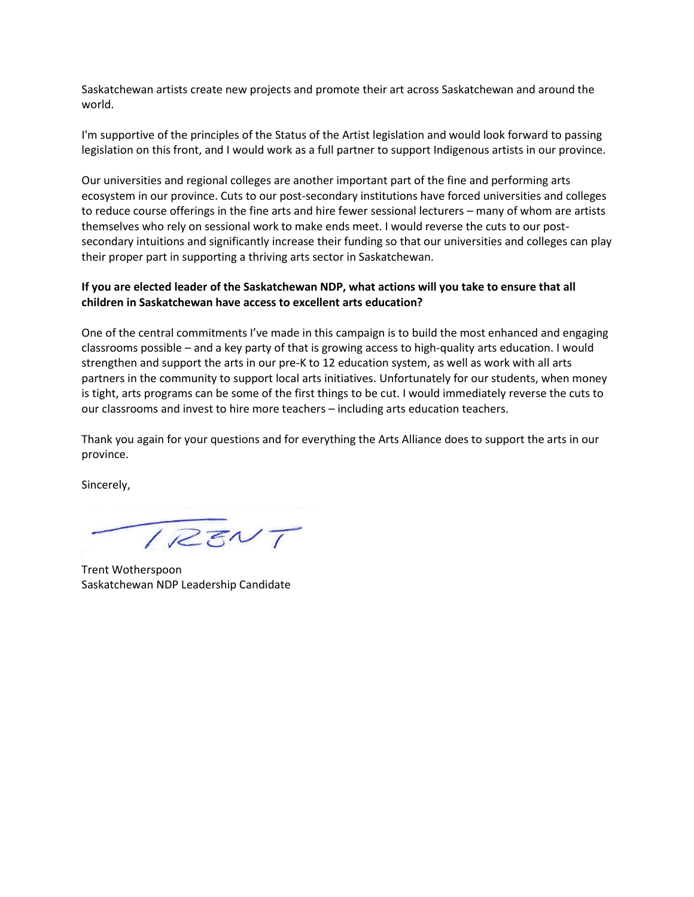Saskatchewan artists create new projects and promote their art across Saskatchewan and around the world.

I'm supportive of the principles of the Status of the Artist legislation and would look forward to passing legislation on this front, and I would work as a full partner to support Indigenous artists in our province.

Our universities and regional colleges are another important part of the fine and performing arts ecosystem in our province. Cuts to our post-secondary institutions have forced universities and colleges to reduce course offerings in the fine arts and hire fewer sessional lecturers – many of whom are artists themselves who rely on sessional work to make ends meet. I would reverse the cuts to our post-secondary intuitions and significantly increase their funding so that our universities and colleges can play their proper part in supporting a thriving arts sector in Saskatchewan.

**If you are elected leader of the Saskatchewan NDP, what actions will you take to ensure that all children in Saskatchewan have access to excellent arts education?**

One of the central commitments I've made in this campaign is to build the most enhanced and engaging classrooms possible – and a key party of that is growing access to high-quality arts education. I would strengthen and support the arts in our pre-K to 12 education system, as well as work with all arts partners in the community to support local arts initiatives. Unfortunately for our students, when money is tight, arts programs can be some of the first things to be cut. I would immediately reverse the cuts to our classrooms and invest to hire more teachers – including arts education teachers.

Thank you again for your questions and for everything the Arts Alliance does to support the arts in our province.

Sincerely,

TRENT

Trent Wotherspoon
Saskatchewan NDP Leadership Candidate